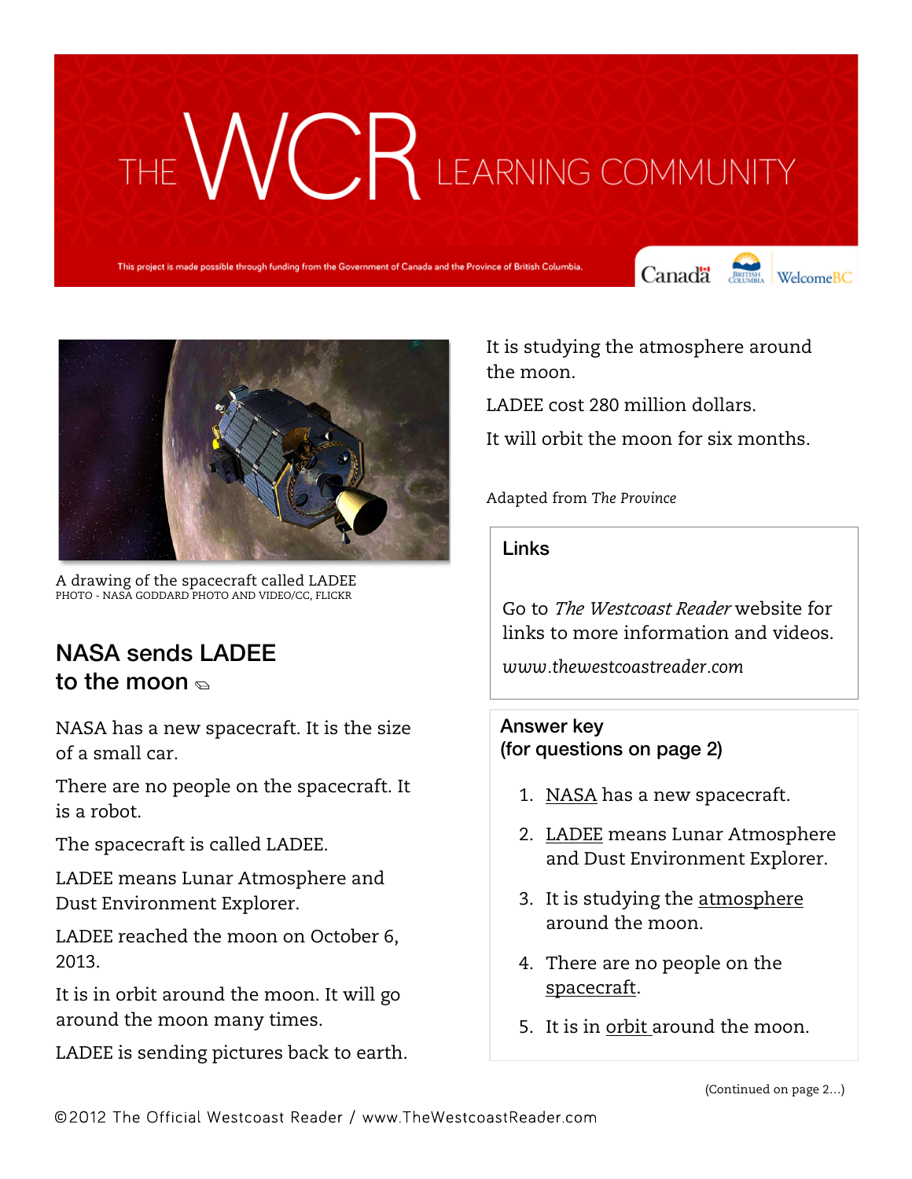# THE WCR LEARNING COMMUNITY

This project is made possible through funding from the Government of Canada and the Province of British Columbia.

A drawing of the spacecraft called LADEE
PHOTO - NASA GODDARD PHOTO AND VIDEO/CC, FLICKR

## NASA sends LADEE to the moon

NASA has a new spacecraft. It is the size of a small car.

There are no people on the spacecraft. It is a robot.

The spacecraft is called LADEE.

LADEE means Lunar Atmosphere and Dust Environment Explorer.

LADEE reached the moon on October 6, 2013.

It is in orbit around the moon. It will go around the moon many times.

LADEE is sending pictures back to earth.

It is studying the atmosphere around the moon.

LADEE cost 280 million dollars.

It will orbit the moon for six months.

Adapted from *The Province*

### Links

Go to *The Westcoast Reader* website for links to more information and videos.

*www.thewestcoastreader.com*

### Answer key (for questions on page 2)

1. NASA has a new spacecraft.
2. LADEE means Lunar Atmosphere and Dust Environment Explorer.
3. It is studying the atmosphere around the moon.
4. There are no people on the spacecraft.
5. It is in orbit around the moon.

(Continued on page 2...)

©2012 The Official Westcoast Reader / www.TheWestcoastReader.com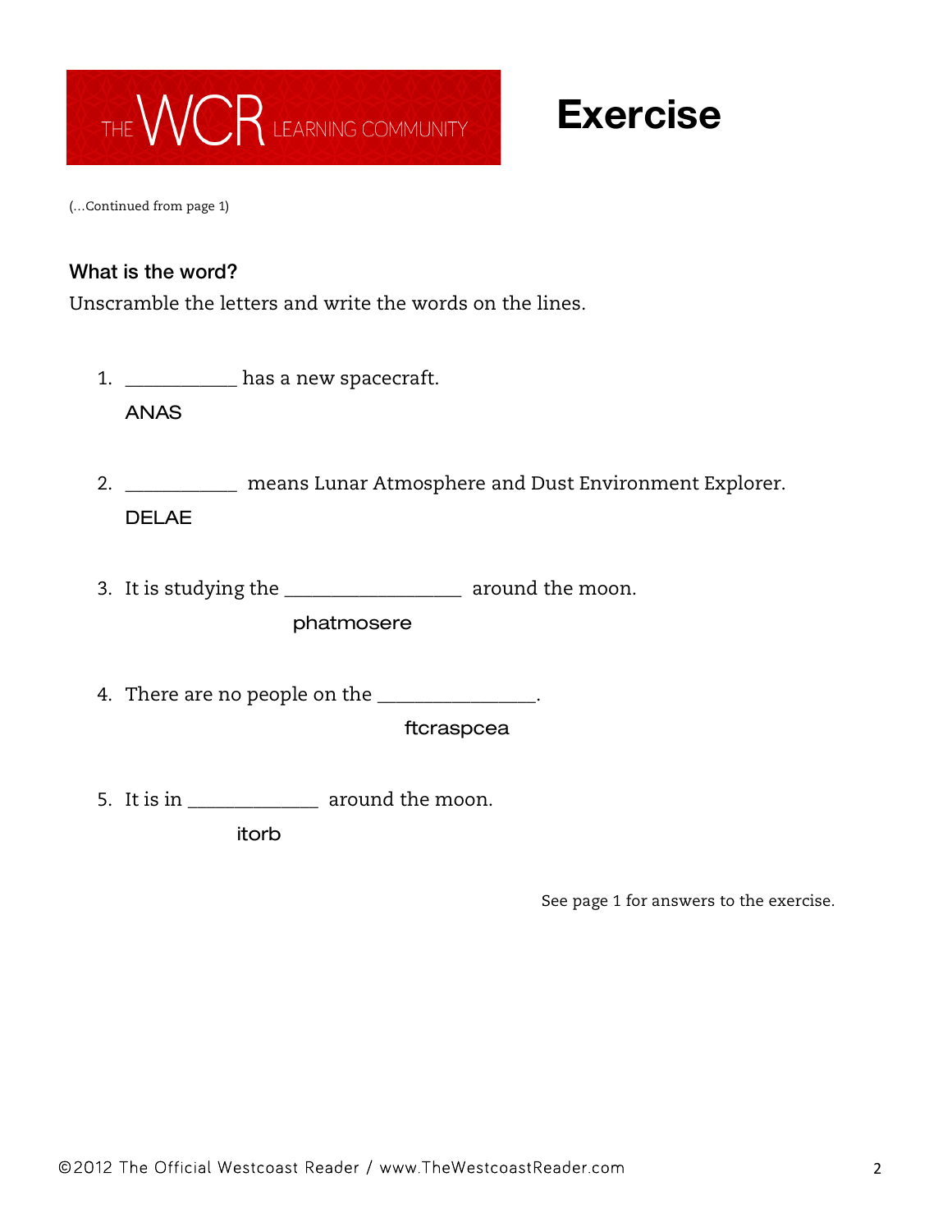THE WCR LEARNING COMMUNITY

# Exercise

(...Continued from page 1)

**What is the word?**

Unscramble the letters and write the words on the lines.

1. ___________ has a new spacecraft.

   ANAS

2. ___________ means Lunar Atmosphere and Dust Environment Explorer.

   DELAE

3. It is studying the _________________ around the moon.

   phatmosere

4. There are no people on the _______________.

   ftcraspcea

5. It is in _____________ around the moon.

   itorb

See page 1 for answers to the exercise.

©2012 The Official Westcoast Reader / www.TheWestcoastReader.com